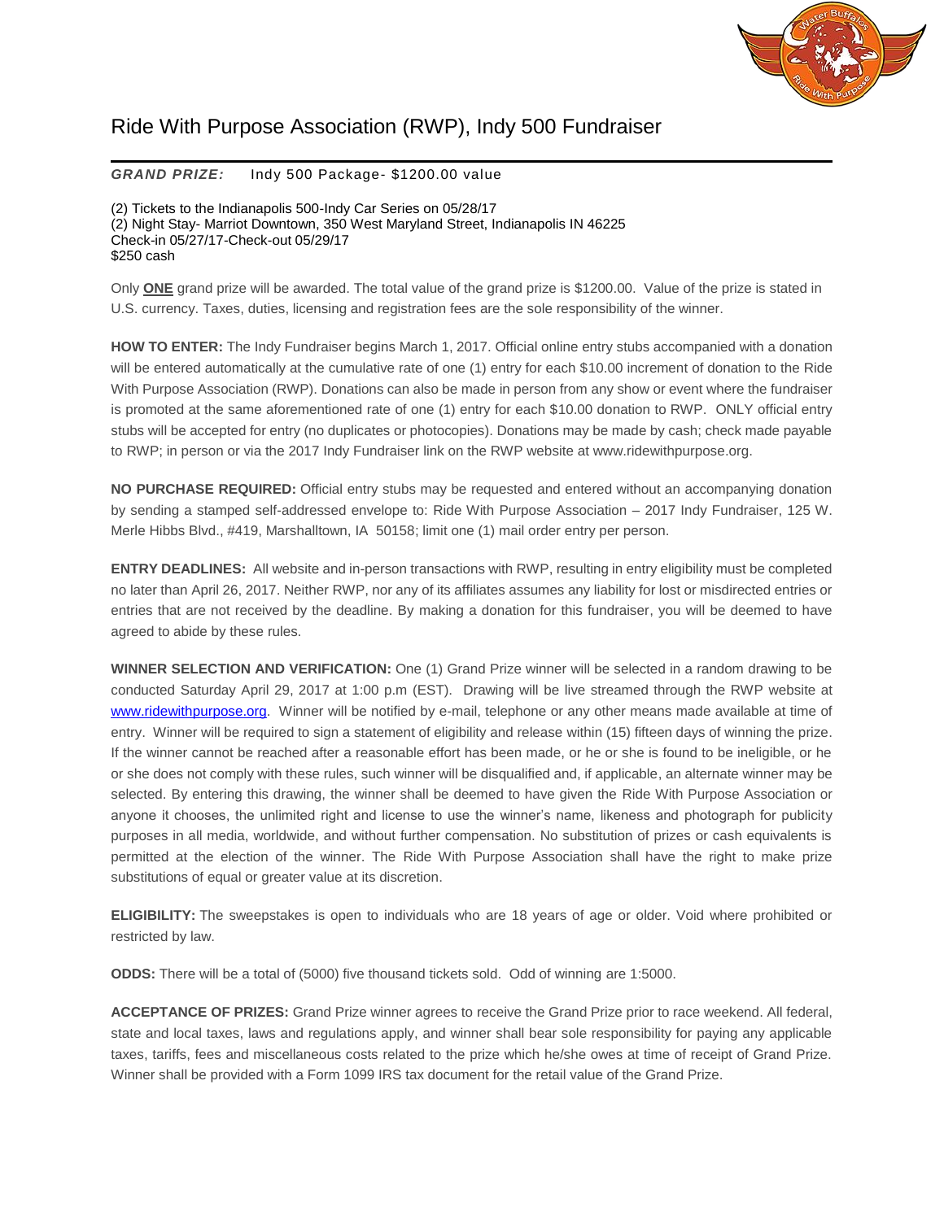# Ride With Purpose Association (RWP), Indy 500 Fundraiser

***GRAND PRIZE:*** Indy 500 Package- $1200.00 value

(2) Tickets to the Indianapolis 500-Indy Car Series on 05/28/17
(2) Night Stay- Marriot Downtown, 350 West Maryland Street, Indianapolis IN 46225
Check-in 05/27/17-Check-out 05/29/17
$250 cash

Only **ONE** grand prize will be awarded. The total value of the grand prize is $1200.00. Value of the prize is stated in U.S. currency. Taxes, duties, licensing and registration fees are the sole responsibility of the winner.

**HOW TO ENTER:** The Indy Fundraiser begins March 1, 2017. Official online entry stubs accompanied with a donation will be entered automatically at the cumulative rate of one (1) entry for each $10.00 increment of donation to the Ride With Purpose Association (RWP). Donations can also be made in person from any show or event where the fundraiser is promoted at the same aforementioned rate of one (1) entry for each $10.00 donation to RWP. ONLY official entry stubs will be accepted for entry (no duplicates or photocopies). Donations may be made by cash; check made payable to RWP; in person or via the 2017 Indy Fundraiser link on the RWP website at www.ridewithpurpose.org.

**NO PURCHASE REQUIRED:** Official entry stubs may be requested and entered without an accompanying donation by sending a stamped self-addressed envelope to: Ride With Purpose Association – 2017 Indy Fundraiser, 125 W. Merle Hibbs Blvd., #419, Marshalltown, IA 50158; limit one (1) mail order entry per person.

**ENTRY DEADLINES:** All website and in-person transactions with RWP, resulting in entry eligibility must be completed no later than April 26, 2017. Neither RWP, nor any of its affiliates assumes any liability for lost or misdirected entries or entries that are not received by the deadline. By making a donation for this fundraiser, you will be deemed to have agreed to abide by these rules.

**WINNER SELECTION AND VERIFICATION:** One (1) Grand Prize winner will be selected in a random drawing to be conducted Saturday April 29, 2017 at 1:00 p.m (EST). Drawing will be live streamed through the RWP website at www.ridewithpurpose.org. Winner will be notified by e-mail, telephone or any other means made available at time of entry. Winner will be required to sign a statement of eligibility and release within (15) fifteen days of winning the prize. If the winner cannot be reached after a reasonable effort has been made, or he or she is found to be ineligible, or he or she does not comply with these rules, such winner will be disqualified and, if applicable, an alternate winner may be selected. By entering this drawing, the winner shall be deemed to have given the Ride With Purpose Association or anyone it chooses, the unlimited right and license to use the winner's name, likeness and photograph for publicity purposes in all media, worldwide, and without further compensation. No substitution of prizes or cash equivalents is permitted at the election of the winner. The Ride With Purpose Association shall have the right to make prize substitutions of equal or greater value at its discretion.

**ELIGIBILITY:** The sweepstakes is open to individuals who are 18 years of age or older. Void where prohibited or restricted by law.

**ODDS:** There will be a total of (5000) five thousand tickets sold. Odd of winning are 1:5000.

**ACCEPTANCE OF PRIZES:** Grand Prize winner agrees to receive the Grand Prize prior to race weekend. All federal, state and local taxes, laws and regulations apply, and winner shall bear sole responsibility for paying any applicable taxes, tariffs, fees and miscellaneous costs related to the prize which he/she owes at time of receipt of Grand Prize. Winner shall be provided with a Form 1099 IRS tax document for the retail value of the Grand Prize.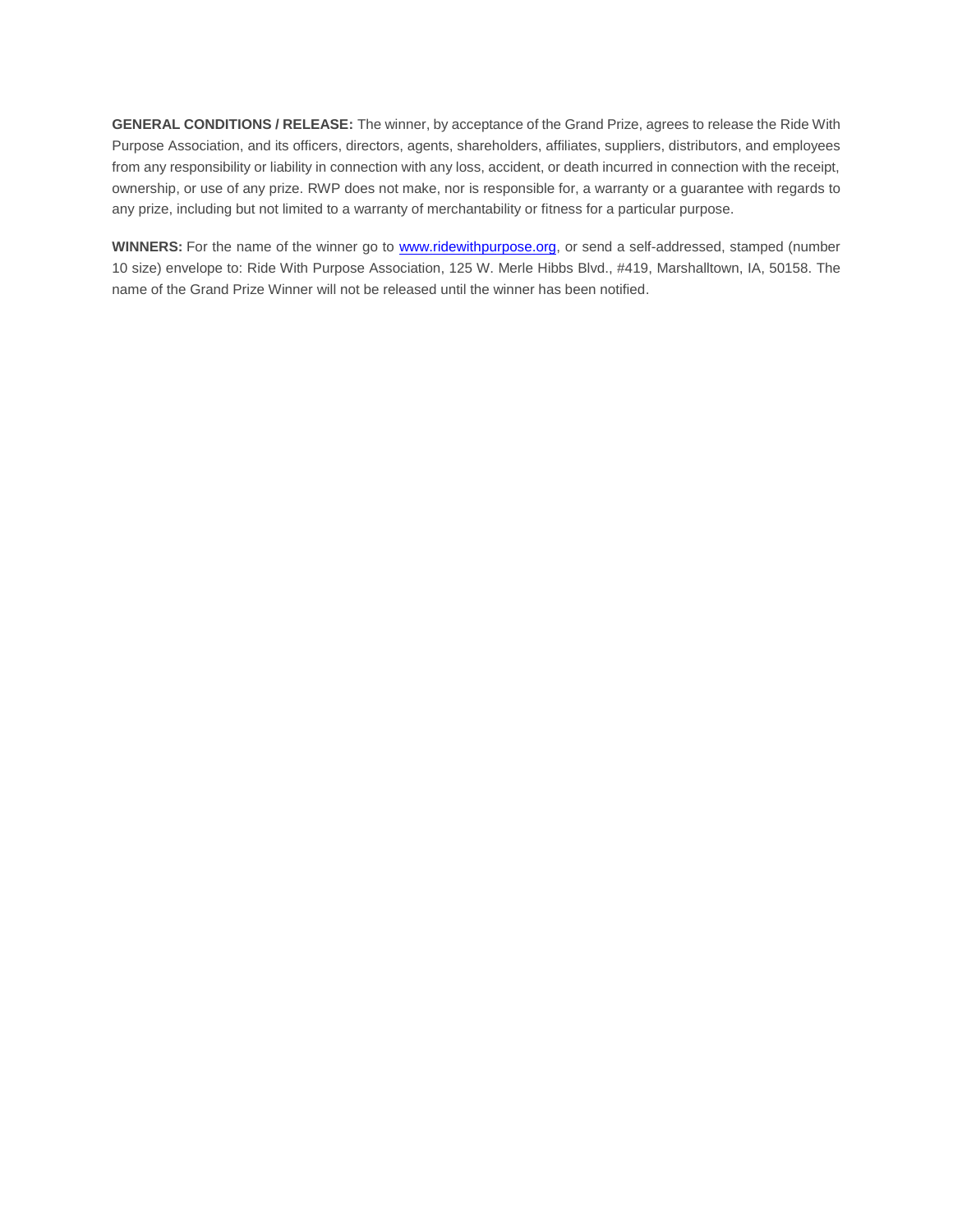**GENERAL CONDITIONS / RELEASE:** The winner, by acceptance of the Grand Prize, agrees to release the Ride With Purpose Association, and its officers, directors, agents, shareholders, affiliates, suppliers, distributors, and employees from any responsibility or liability in connection with any loss, accident, or death incurred in connection with the receipt, ownership, or use of any prize. RWP does not make, nor is responsible for, a warranty or a guarantee with regards to any prize, including but not limited to a warranty of merchantability or fitness for a particular purpose.

**WINNERS:** For the name of the winner go to [www.ridewithpurpose.org](http://www.ridewithpurpose.org), or send a self-addressed, stamped (number 10 size) envelope to: Ride With Purpose Association, 125 W. Merle Hibbs Blvd., #419, Marshalltown, IA, 50158. The name of the Grand Prize Winner will not be released until the winner has been notified.